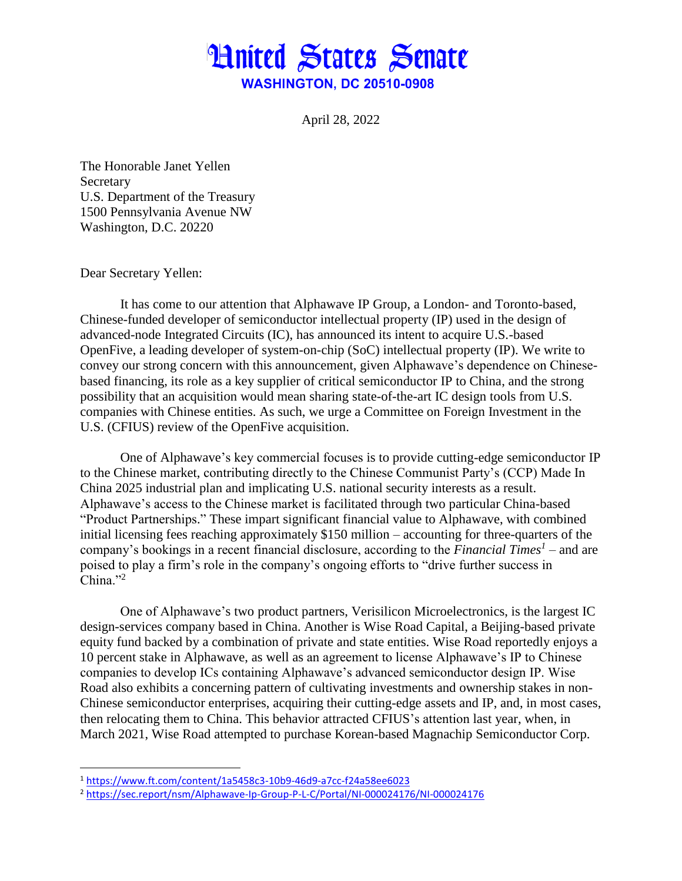# United States Senate

**WASHINGTON, DC 20510-0908**

April 28, 2022

The Honorable Janet Yellen
Secretary
U.S. Department of the Treasury
1500 Pennsylvania Avenue NW
Washington, D.C. 20220

Dear Secretary Yellen:

It has come to our attention that Alphawave IP Group, a London- and Toronto-based, Chinese-funded developer of semiconductor intellectual property (IP) used in the design of advanced-node Integrated Circuits (IC), has announced its intent to acquire U.S.-based OpenFive, a leading developer of system-on-chip (SoC) intellectual property (IP). We write to convey our strong concern with this announcement, given Alphawave's dependence on Chinese-based financing, its role as a key supplier of critical semiconductor IP to China, and the strong possibility that an acquisition would mean sharing state-of-the-art IC design tools from U.S. companies with Chinese entities. As such, we urge a Committee on Foreign Investment in the U.S. (CFIUS) review of the OpenFive acquisition.

One of Alphawave's key commercial focuses is to provide cutting-edge semiconductor IP to the Chinese market, contributing directly to the Chinese Communist Party's (CCP) Made In China 2025 industrial plan and implicating U.S. national security interests as a result. Alphawave's access to the Chinese market is facilitated through two particular China-based "Product Partnerships." These impart significant financial value to Alphawave, with combined initial licensing fees reaching approximately $150 million – accounting for three-quarters of the company's bookings in a recent financial disclosure, according to the *Financial Times*[1] – and are poised to play a firm's role in the company's ongoing efforts to "drive further success in China."[2]

One of Alphawave's two product partners, Verisilicon Microelectronics, is the largest IC design-services company based in China. Another is Wise Road Capital, a Beijing-based private equity fund backed by a combination of private and state entities. Wise Road reportedly enjoys a 10 percent stake in Alphawave, as well as an agreement to license Alphawave's IP to Chinese companies to develop ICs containing Alphawave's advanced semiconductor design IP. Wise Road also exhibits a concerning pattern of cultivating investments and ownership stakes in non-Chinese semiconductor enterprises, acquiring their cutting-edge assets and IP, and, in most cases, then relocating them to China. This behavior attracted CFIUS's attention last year, when, in March 2021, Wise Road attempted to purchase Korean-based Magnachip Semiconductor Corp.

---

[1] https://www.ft.com/content/1a5458c3-10b9-46d9-a7cc-f24a58ee6023

[2] https://sec.report/nsm/Alphawave-Ip-Group-P-L-C/Portal/NI-000024176/NI-000024176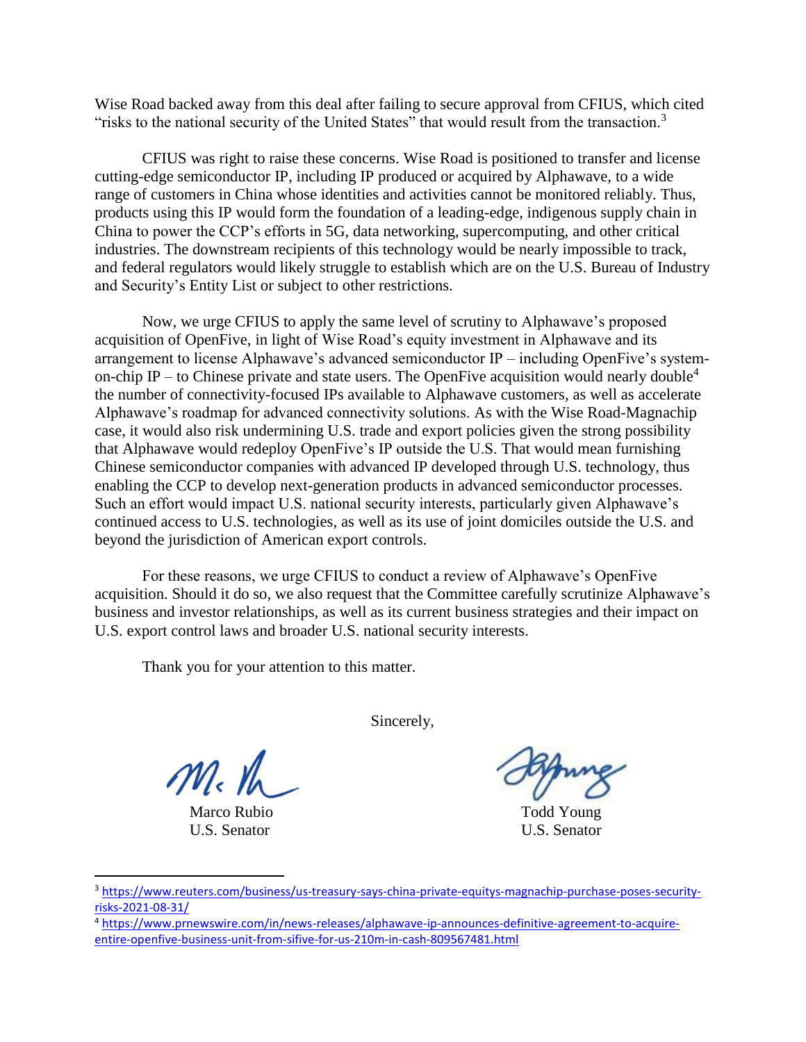Wise Road backed away from this deal after failing to secure approval from CFIUS, which cited "risks to the national security of the United States" that would result from the transaction.[3]

CFIUS was right to raise these concerns. Wise Road is positioned to transfer and license cutting-edge semiconductor IP, including IP produced or acquired by Alphawave, to a wide range of customers in China whose identities and activities cannot be monitored reliably. Thus, products using this IP would form the foundation of a leading-edge, indigenous supply chain in China to power the CCP's efforts in 5G, data networking, supercomputing, and other critical industries. The downstream recipients of this technology would be nearly impossible to track, and federal regulators would likely struggle to establish which are on the U.S. Bureau of Industry and Security's Entity List or subject to other restrictions.

Now, we urge CFIUS to apply the same level of scrutiny to Alphawave's proposed acquisition of OpenFive, in light of Wise Road's equity investment in Alphawave and its arrangement to license Alphawave's advanced semiconductor IP – including OpenFive's system-on-chip IP – to Chinese private and state users. The OpenFive acquisition would nearly double[4] the number of connectivity-focused IPs available to Alphawave customers, as well as accelerate Alphawave's roadmap for advanced connectivity solutions. As with the Wise Road-Magnachip case, it would also risk undermining U.S. trade and export policies given the strong possibility that Alphawave would redeploy OpenFive's IP outside the U.S. That would mean furnishing Chinese semiconductor companies with advanced IP developed through U.S. technology, thus enabling the CCP to develop next-generation products in advanced semiconductor processes. Such an effort would impact U.S. national security interests, particularly given Alphawave's continued access to U.S. technologies, as well as its use of joint domiciles outside the U.S. and beyond the jurisdiction of American export controls.

For these reasons, we urge CFIUS to conduct a review of Alphawave's OpenFive acquisition. Should it do so, we also request that the Committee carefully scrutinize Alphawave's business and investor relationships, as well as its current business strategies and their impact on U.S. export control laws and broader U.S. national security interests.

Thank you for your attention to this matter.

Sincerely,

Marco Rubio
U.S. Senator

Todd Young
U.S. Senator

---

[3] https://www.reuters.com/business/us-treasury-says-china-private-equitys-magnachip-purchase-poses-security-risks-2021-08-31/

[4] https://www.prnewswire.com/in/news-releases/alphawave-ip-announces-definitive-agreement-to-acquire-entire-openfive-business-unit-from-sifive-for-us-210m-in-cash-809567481.html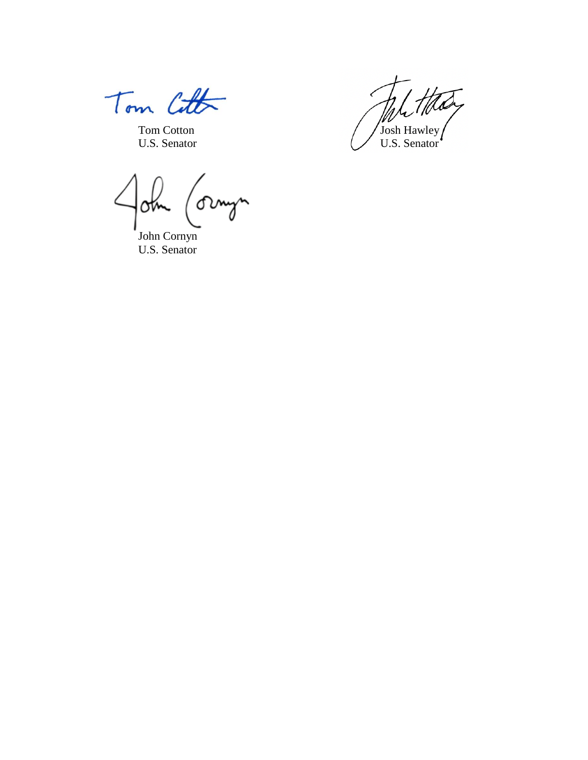Tom Cotton
U.S. Senator

Josh Hawley
U.S. Senator

John Cornyn
U.S. Senator